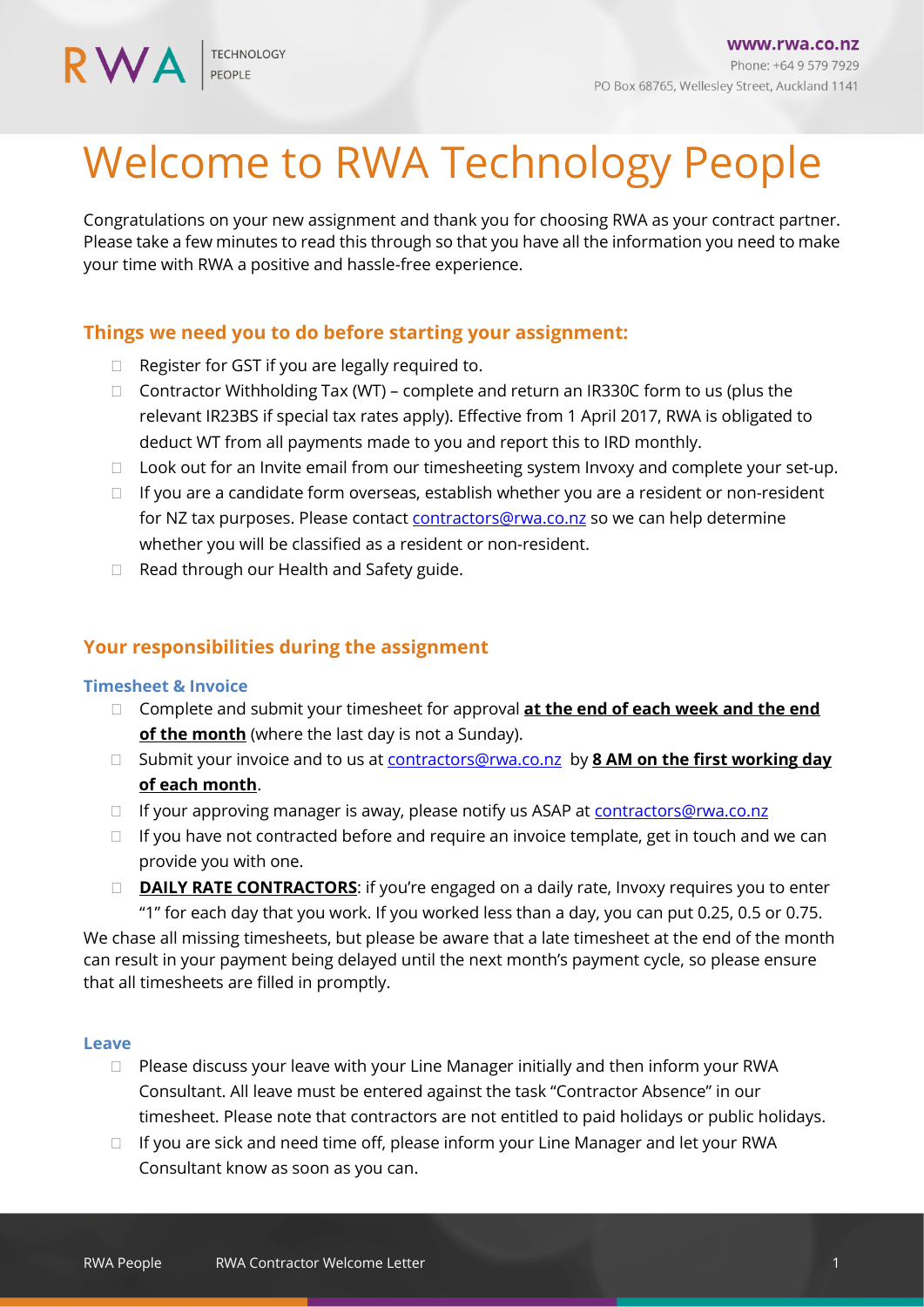RWA | TECHNOLOGY PEOPLE

www.rwa.co.nz
Phone: +64 9 579 7929
PO Box 68765, Wellesley Street, Auckland 1141

# Welcome to RWA Technology People

Congratulations on your new assignment and thank you for choosing RWA as your contract partner. Please take a few minutes to read this through so that you have all the information you need to make your time with RWA a positive and hassle-free experience.

## Things we need you to do before starting your assignment:

- Register for GST if you are legally required to.
- Contractor Withholding Tax (WT) – complete and return an IR330C form to us (plus the relevant IR23BS if special tax rates apply). Effective from 1 April 2017, RWA is obligated to deduct WT from all payments made to you and report this to IRD monthly.
- Look out for an Invite email from our timesheeting system Invoxy and complete your set-up.
- If you are a candidate form overseas, establish whether you are a resident or non-resident for NZ tax purposes. Please contact contractors@rwa.co.nz so we can help determine whether you will be classified as a resident or non-resident.
- Read through our Health and Safety guide.

## Your responsibilities during the assignment

### Timesheet & Invoice

- Complete and submit your timesheet for approval **at the end of each week and the end of the month** (where the last day is not a Sunday).
- Submit your invoice and to us at contractors@rwa.co.nz by **8 AM on the first working day of each month**.
- If your approving manager is away, please notify us ASAP at contractors@rwa.co.nz
- If you have not contracted before and require an invoice template, get in touch and we can provide you with one.
- **DAILY RATE CONTRACTORS**: if you're engaged on a daily rate, Invoxy requires you to enter "1" for each day that you work. If you worked less than a day, you can put 0.25, 0.5 or 0.75.

We chase all missing timesheets, but please be aware that a late timesheet at the end of the month can result in your payment being delayed until the next month's payment cycle, so please ensure that all timesheets are filled in promptly.

### Leave

- Please discuss your leave with your Line Manager initially and then inform your RWA Consultant. All leave must be entered against the task "Contractor Absence" in our timesheet. Please note that contractors are not entitled to paid holidays or public holidays.
- If you are sick and need time off, please inform your Line Manager and let your RWA Consultant know as soon as you can.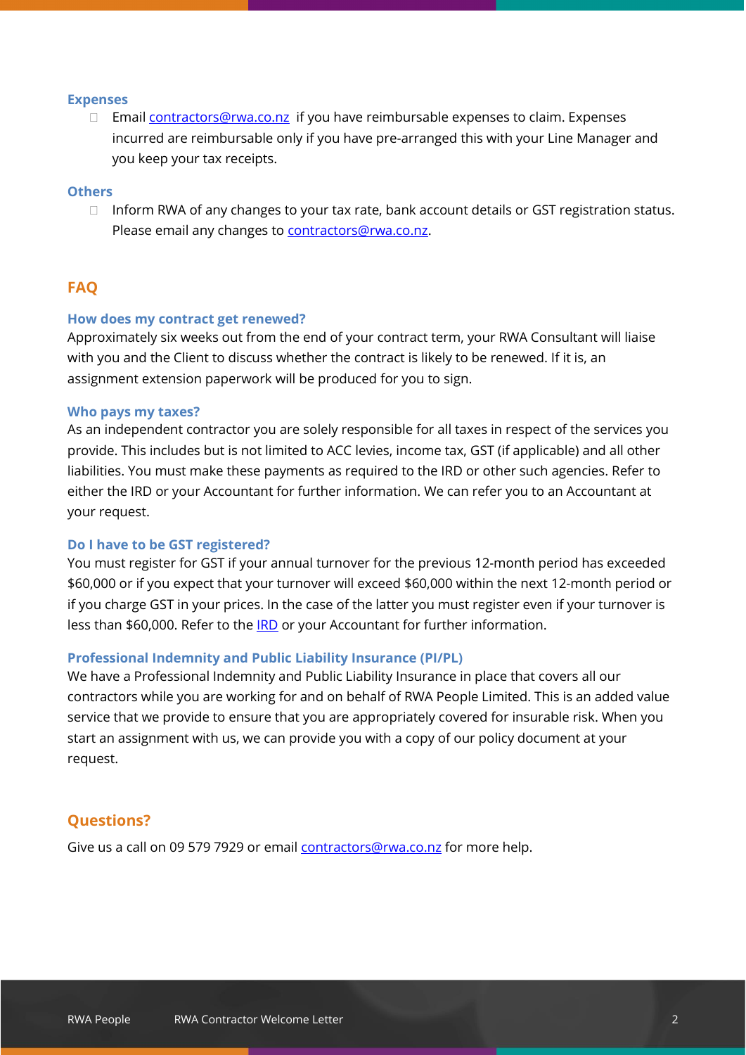### Expenses

- Email [contractors@rwa.co.nz](mailto:contractors@rwa.co.nz) if you have reimbursable expenses to claim. Expenses incurred are reimbursable only if you have pre-arranged this with your Line Manager and you keep your tax receipts.

### Others

- Inform RWA of any changes to your tax rate, bank account details or GST registration status. Please email any changes to [contractors@rwa.co.nz](mailto:contractors@rwa.co.nz).

## FAQ

### How does my contract get renewed?

Approximately six weeks out from the end of your contract term, your RWA Consultant will liaise with you and the Client to discuss whether the contract is likely to be renewed. If it is, an assignment extension paperwork will be produced for you to sign.

### Who pays my taxes?

As an independent contractor you are solely responsible for all taxes in respect of the services you provide. This includes but is not limited to ACC levies, income tax, GST (if applicable) and all other liabilities. You must make these payments as required to the IRD or other such agencies. Refer to either the IRD or your Accountant for further information. We can refer you to an Accountant at your request.

### Do I have to be GST registered?

You must register for GST if your annual turnover for the previous 12-month period has exceeded $60,000 or if you expect that your turnover will exceed $60,000 within the next 12-month period or if you charge GST in your prices. In the case of the latter you must register even if your turnover is less than $60,000. Refer to the IRD or your Accountant for further information.

### Professional Indemnity and Public Liability Insurance (PI/PL)

We have a Professional Indemnity and Public Liability Insurance in place that covers all our contractors while you are working for and on behalf of RWA People Limited. This is an added value service that we provide to ensure that you are appropriately covered for insurable risk. When you start an assignment with us, we can provide you with a copy of our policy document at your request.

## Questions?

Give us a call on 09 579 7929 or email [contractors@rwa.co.nz](mailto:contractors@rwa.co.nz) for more help.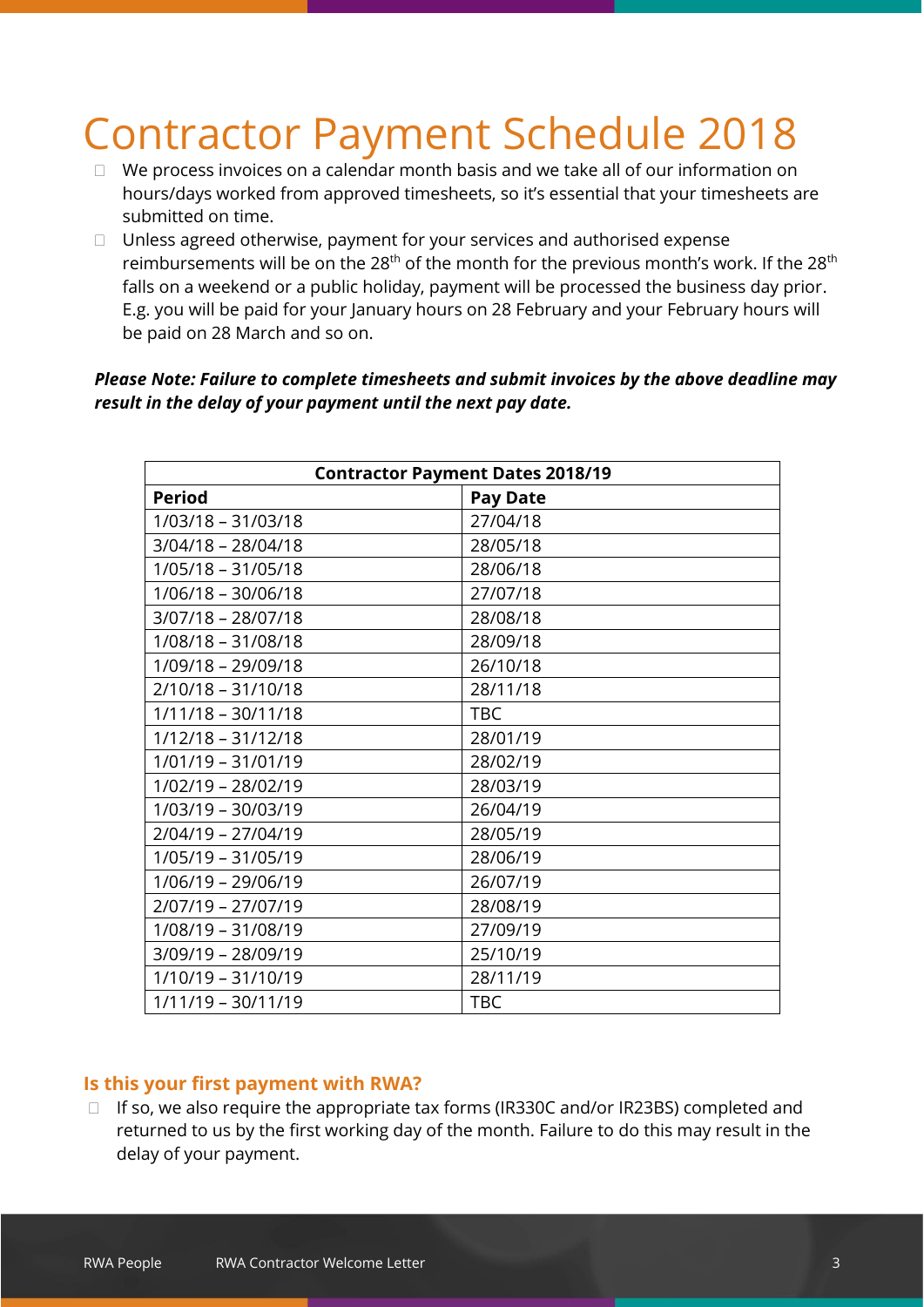# Contractor Payment Schedule 2018

- We process invoices on a calendar month basis and we take all of our information on hours/days worked from approved timesheets, so it's essential that your timesheets are submitted on time.
- Unless agreed otherwise, payment for your services and authorised expense reimbursements will be on the 28th of the month for the previous month's work. If the 28th falls on a weekend or a public holiday, payment will be processed the business day prior. E.g. you will be paid for your January hours on 28 February and your February hours will be paid on 28 March and so on.

***Please Note: Failure to complete timesheets and submit invoices by the above deadline may result in the delay of your payment until the next pay date.***

| **Contractor Payment Dates 2018/19** | |
|---|---|
| **Period** | **Pay Date** |
| 1/03/18 – 31/03/18 | 27/04/18 |
| 3/04/18 – 28/04/18 | 28/05/18 |
| 1/05/18 – 31/05/18 | 28/06/18 |
| 1/06/18 – 30/06/18 | 27/07/18 |
| 3/07/18 – 28/07/18 | 28/08/18 |
| 1/08/18 – 31/08/18 | 28/09/18 |
| 1/09/18 – 29/09/18 | 26/10/18 |
| 2/10/18 – 31/10/18 | 28/11/18 |
| 1/11/18 – 30/11/18 | TBC |
| 1/12/18 – 31/12/18 | 28/01/19 |
| 1/01/19 – 31/01/19 | 28/02/19 |
| 1/02/19 – 28/02/19 | 28/03/19 |
| 1/03/19 – 30/03/19 | 26/04/19 |
| 2/04/19 – 27/04/19 | 28/05/19 |
| 1/05/19 – 31/05/19 | 28/06/19 |
| 1/06/19 – 29/06/19 | 26/07/19 |
| 2/07/19 – 27/07/19 | 28/08/19 |
| 1/08/19 – 31/08/19 | 27/09/19 |
| 3/09/19 – 28/09/19 | 25/10/19 |
| 1/10/19 – 31/10/19 | 28/11/19 |
| 1/11/19 – 30/11/19 | TBC |

### Is this your first payment with RWA?

- If so, we also require the appropriate tax forms (IR330C and/or IR23BS) completed and returned to us by the first working day of the month. Failure to do this may result in the delay of your payment.